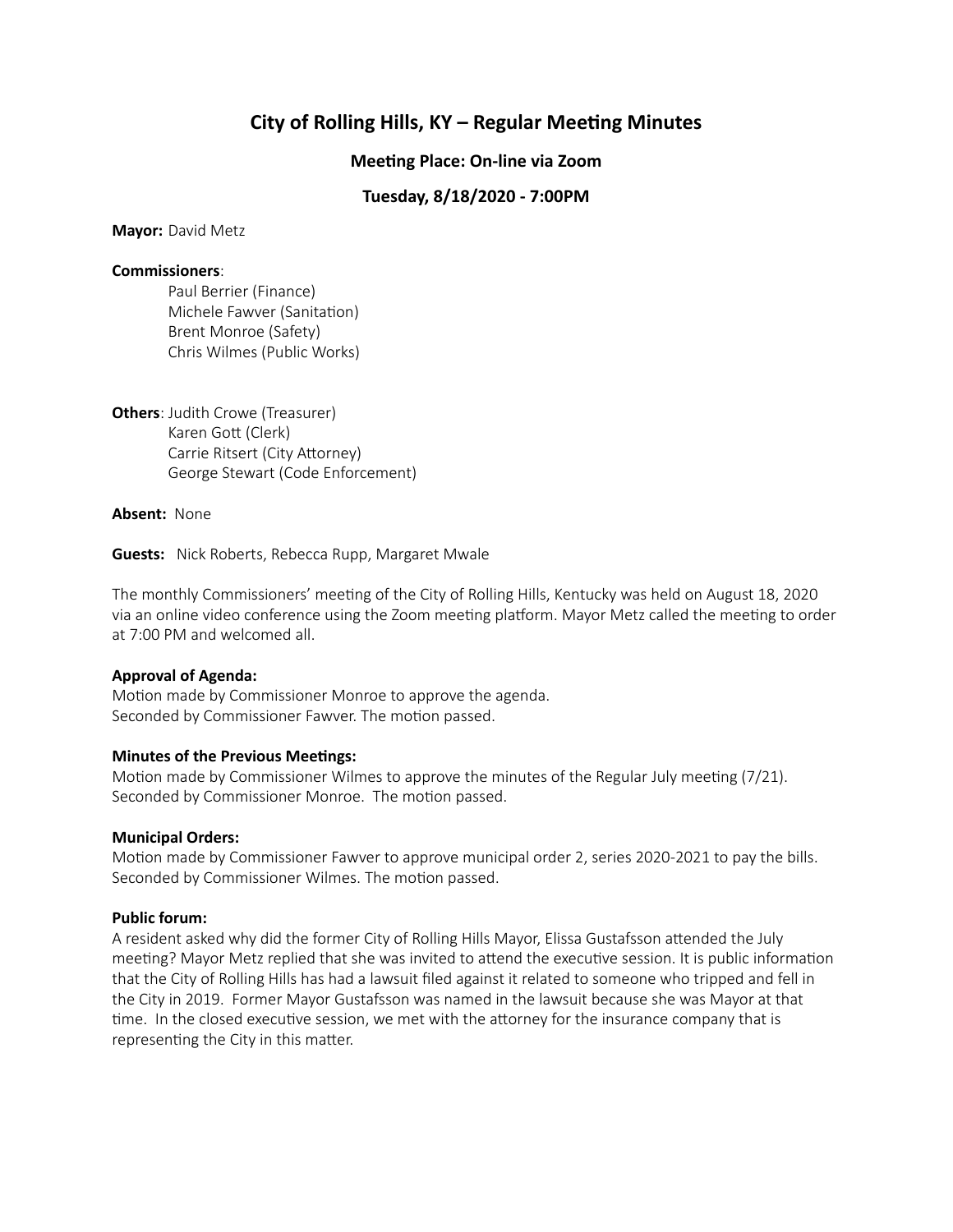# City of Rolling Hills, KY – Regular Meeting Minutes

### Meeting Place: On-line via Zoom

### Tuesday, 8/18/2020 - 7:00PM

**Mayor:** David Metz

**Commissioners**:
- Paul Berrier (Finance)
- Michele Fawver (Sanitation)
- Brent Monroe (Safety)
- Chris Wilmes (Public Works)

**Others**: Judith Crowe (Treasurer)
- Karen Gott (Clerk)
- Carrie Ritsert (City Attorney)
- George Stewart (Code Enforcement)

**Absent:** None

**Guests:** Nick Roberts, Rebecca Rupp, Margaret Mwale

The monthly Commissioners' meeting of the City of Rolling Hills, Kentucky was held on August 18, 2020 via an online video conference using the Zoom meeting platform. Mayor Metz called the meeting to order at 7:00 PM and welcomed all.

**Approval of Agenda:**
Motion made by Commissioner Monroe to approve the agenda.
Seconded by Commissioner Fawver. The motion passed.

**Minutes of the Previous Meetings:**
Motion made by Commissioner Wilmes to approve the minutes of the Regular July meeting (7/21).
Seconded by Commissioner Monroe. The motion passed.

**Municipal Orders:**
Motion made by Commissioner Fawver to approve municipal order 2, series 2020-2021 to pay the bills.
Seconded by Commissioner Wilmes. The motion passed.

**Public forum:**
A resident asked why did the former City of Rolling Hills Mayor, Elissa Gustafsson attended the July meeting? Mayor Metz replied that she was invited to attend the executive session. It is public information that the City of Rolling Hills has had a lawsuit filed against it related to someone who tripped and fell in the City in 2019. Former Mayor Gustafsson was named in the lawsuit because she was Mayor at that time. In the closed executive session, we met with the attorney for the insurance company that is representing the City in this matter.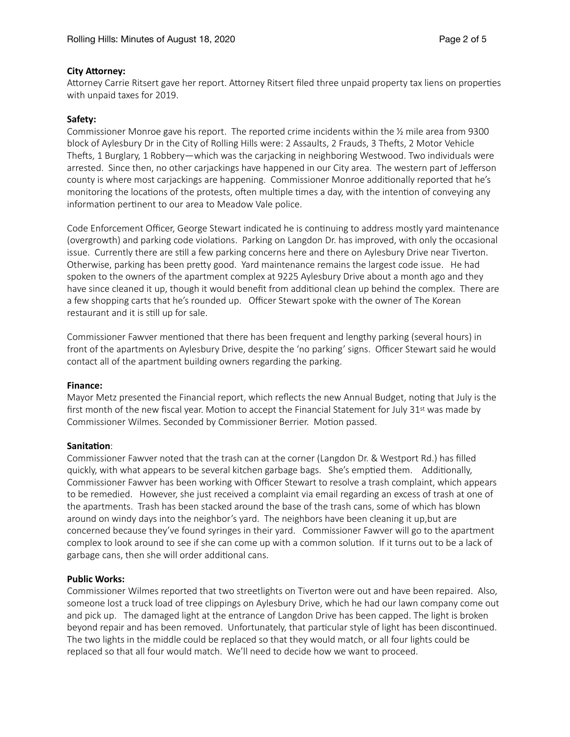**City Attorney:**
Attorney Carrie Ritsert gave her report. Attorney Ritsert filed three unpaid property tax liens on properties with unpaid taxes for 2019.

**Safety:**
Commissioner Monroe gave his report. The reported crime incidents within the ½ mile area from 9300 block of Aylesbury Dr in the City of Rolling Hills were: 2 Assaults, 2 Frauds, 3 Thefts, 2 Motor Vehicle Thefts, 1 Burglary, 1 Robbery—which was the carjacking in neighboring Westwood. Two individuals were arrested. Since then, no other carjackings have happened in our City area. The western part of Jefferson county is where most carjackings are happening. Commissioner Monroe additionally reported that he's monitoring the locations of the protests, often multiple times a day, with the intention of conveying any information pertinent to our area to Meadow Vale police.

Code Enforcement Officer, George Stewart indicated he is continuing to address mostly yard maintenance (overgrowth) and parking code violations. Parking on Langdon Dr. has improved, with only the occasional issue. Currently there are still a few parking concerns here and there on Aylesbury Drive near Tiverton. Otherwise, parking has been pretty good. Yard maintenance remains the largest code issue. He had spoken to the owners of the apartment complex at 9225 Aylesbury Drive about a month ago and they have since cleaned it up, though it would benefit from additional clean up behind the complex. There are a few shopping carts that he's rounded up. Officer Stewart spoke with the owner of The Korean restaurant and it is still up for sale.

Commissioner Fawver mentioned that there has been frequent and lengthy parking (several hours) in front of the apartments on Aylesbury Drive, despite the 'no parking' signs. Officer Stewart said he would contact all of the apartment building owners regarding the parking.

**Finance:**
Mayor Metz presented the Financial report, which reflects the new Annual Budget, noting that July is the first month of the new fiscal year. Motion to accept the Financial Statement for July 31st was made by Commissioner Wilmes. Seconded by Commissioner Berrier. Motion passed.

**Sanitation**:
Commissioner Fawver noted that the trash can at the corner (Langdon Dr. & Westport Rd.) has filled quickly, with what appears to be several kitchen garbage bags. She's emptied them. Additionally, Commissioner Fawver has been working with Officer Stewart to resolve a trash complaint, which appears to be remedied. However, she just received a complaint via email regarding an excess of trash at one of the apartments. Trash has been stacked around the base of the trash cans, some of which has blown around on windy days into the neighbor's yard. The neighbors have been cleaning it up,but are concerned because they've found syringes in their yard. Commissioner Fawver will go to the apartment complex to look around to see if she can come up with a common solution. If it turns out to be a lack of garbage cans, then she will order additional cans.

**Public Works:**
Commissioner Wilmes reported that two streetlights on Tiverton were out and have been repaired. Also, someone lost a truck load of tree clippings on Aylesbury Drive, which he had our lawn company come out and pick up. The damaged light at the entrance of Langdon Drive has been capped. The light is broken beyond repair and has been removed. Unfortunately, that particular style of light has been discontinued. The two lights in the middle could be replaced so that they would match, or all four lights could be replaced so that all four would match. We'll need to decide how we want to proceed.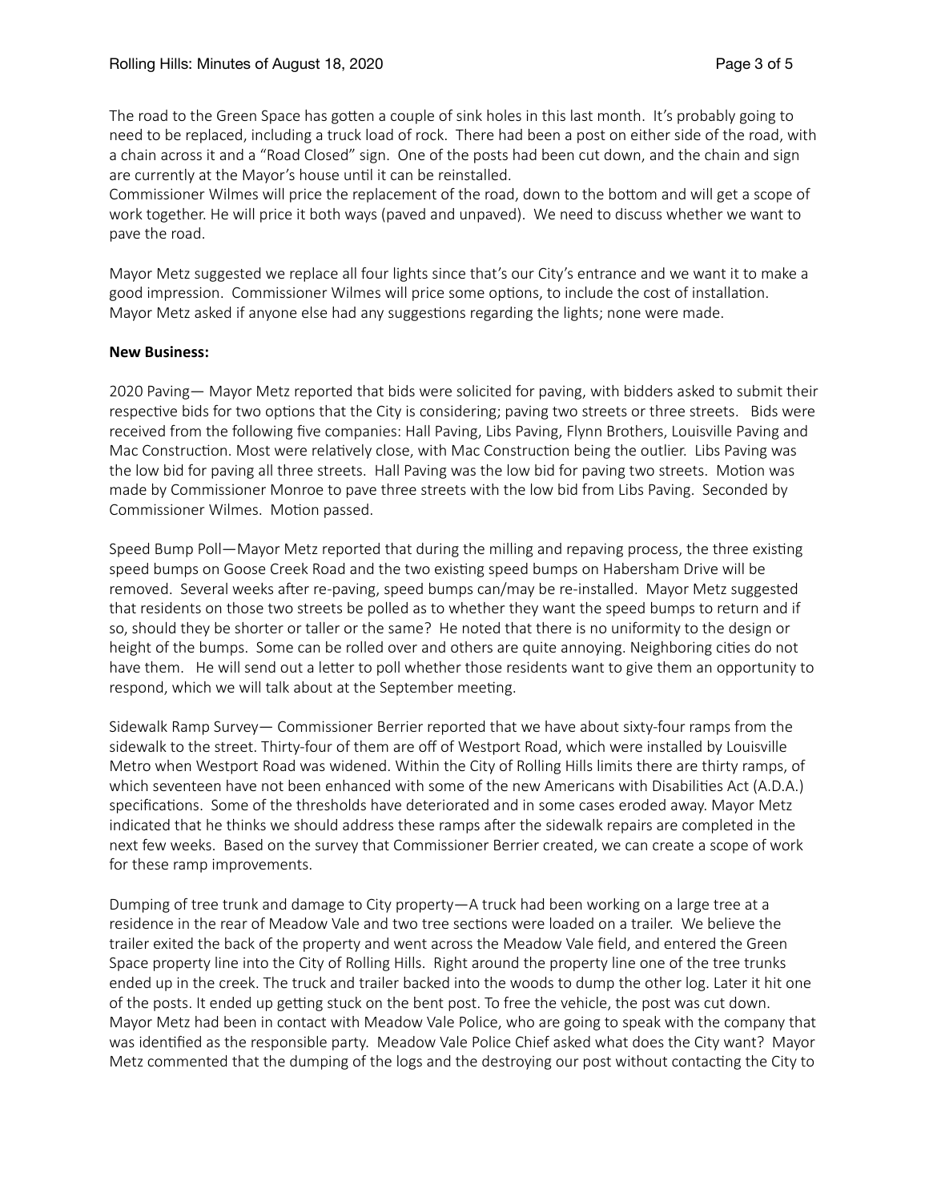The road to the Green Space has gotten a couple of sink holes in this last month. It's probably going to need to be replaced, including a truck load of rock. There had been a post on either side of the road, with a chain across it and a "Road Closed" sign. One of the posts had been cut down, and the chain and sign are currently at the Mayor's house until it can be reinstalled.
Commissioner Wilmes will price the replacement of the road, down to the bottom and will get a scope of work together. He will price it both ways (paved and unpaved). We need to discuss whether we want to pave the road.

Mayor Metz suggested we replace all four lights since that's our City's entrance and we want it to make a good impression. Commissioner Wilmes will price some options, to include the cost of installation. Mayor Metz asked if anyone else had any suggestions regarding the lights; none were made.

**New Business:**

2020 Paving— Mayor Metz reported that bids were solicited for paving, with bidders asked to submit their respective bids for two options that the City is considering; paving two streets or three streets. Bids were received from the following five companies: Hall Paving, Libs Paving, Flynn Brothers, Louisville Paving and Mac Construction. Most were relatively close, with Mac Construction being the outlier. Libs Paving was the low bid for paving all three streets. Hall Paving was the low bid for paving two streets. Motion was made by Commissioner Monroe to pave three streets with the low bid from Libs Paving. Seconded by Commissioner Wilmes. Motion passed.

Speed Bump Poll—Mayor Metz reported that during the milling and repaving process, the three existing speed bumps on Goose Creek Road and the two existing speed bumps on Habersham Drive will be removed. Several weeks after re-paving, speed bumps can/may be re-installed. Mayor Metz suggested that residents on those two streets be polled as to whether they want the speed bumps to return and if so, should they be shorter or taller or the same? He noted that there is no uniformity to the design or height of the bumps. Some can be rolled over and others are quite annoying. Neighboring cities do not have them. He will send out a letter to poll whether those residents want to give them an opportunity to respond, which we will talk about at the September meeting.

Sidewalk Ramp Survey— Commissioner Berrier reported that we have about sixty-four ramps from the sidewalk to the street. Thirty-four of them are off of Westport Road, which were installed by Louisville Metro when Westport Road was widened. Within the City of Rolling Hills limits there are thirty ramps, of which seventeen have not been enhanced with some of the new Americans with Disabilities Act (A.D.A.) specifications. Some of the thresholds have deteriorated and in some cases eroded away. Mayor Metz indicated that he thinks we should address these ramps after the sidewalk repairs are completed in the next few weeks. Based on the survey that Commissioner Berrier created, we can create a scope of work for these ramp improvements.

Dumping of tree trunk and damage to City property—A truck had been working on a large tree at a residence in the rear of Meadow Vale and two tree sections were loaded on a trailer. We believe the trailer exited the back of the property and went across the Meadow Vale field, and entered the Green Space property line into the City of Rolling Hills. Right around the property line one of the tree trunks ended up in the creek. The truck and trailer backed into the woods to dump the other log. Later it hit one of the posts. It ended up getting stuck on the bent post. To free the vehicle, the post was cut down. Mayor Metz had been in contact with Meadow Vale Police, who are going to speak with the company that was identified as the responsible party. Meadow Vale Police Chief asked what does the City want? Mayor Metz commented that the dumping of the logs and the destroying our post without contacting the City to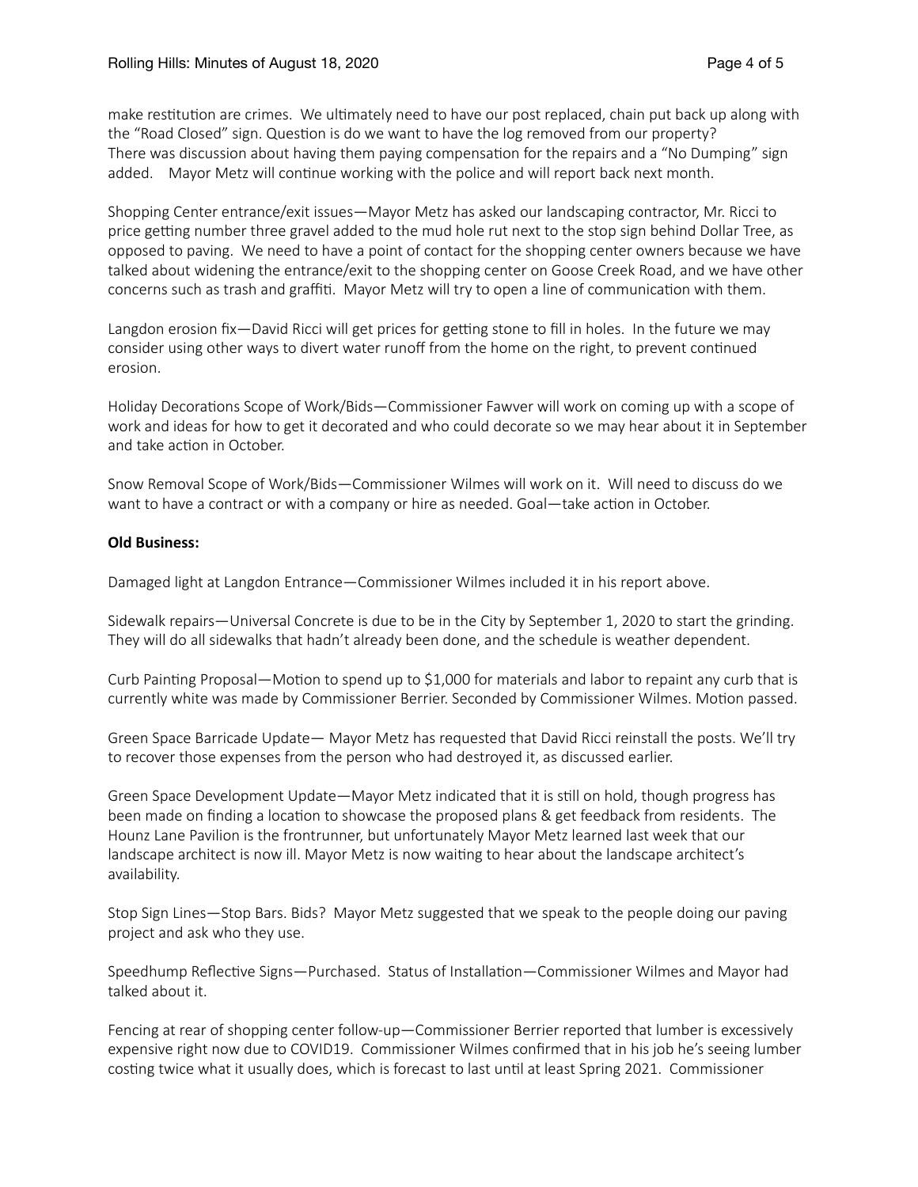make restitution are crimes. We ultimately need to have our post replaced, chain put back up along with the "Road Closed" sign. Question is do we want to have the log removed from our property? There was discussion about having them paying compensation for the repairs and a "No Dumping" sign added. Mayor Metz will continue working with the police and will report back next month.

Shopping Center entrance/exit issues—Mayor Metz has asked our landscaping contractor, Mr. Ricci to price getting number three gravel added to the mud hole rut next to the stop sign behind Dollar Tree, as opposed to paving. We need to have a point of contact for the shopping center owners because we have talked about widening the entrance/exit to the shopping center on Goose Creek Road, and we have other concerns such as trash and graffiti. Mayor Metz will try to open a line of communication with them.

Langdon erosion fix—David Ricci will get prices for getting stone to fill in holes. In the future we may consider using other ways to divert water runoff from the home on the right, to prevent continued erosion.

Holiday Decorations Scope of Work/Bids—Commissioner Fawver will work on coming up with a scope of work and ideas for how to get it decorated and who could decorate so we may hear about it in September and take action in October.

Snow Removal Scope of Work/Bids—Commissioner Wilmes will work on it. Will need to discuss do we want to have a contract or with a company or hire as needed. Goal—take action in October.

**Old Business:**

Damaged light at Langdon Entrance—Commissioner Wilmes included it in his report above.

Sidewalk repairs—Universal Concrete is due to be in the City by September 1, 2020 to start the grinding. They will do all sidewalks that hadn't already been done, and the schedule is weather dependent.

Curb Painting Proposal—Motion to spend up to $1,000 for materials and labor to repaint any curb that is currently white was made by Commissioner Berrier. Seconded by Commissioner Wilmes. Motion passed.

Green Space Barricade Update— Mayor Metz has requested that David Ricci reinstall the posts. We'll try to recover those expenses from the person who had destroyed it, as discussed earlier.

Green Space Development Update—Mayor Metz indicated that it is still on hold, though progress has been made on finding a location to showcase the proposed plans & get feedback from residents. The Hounz Lane Pavilion is the frontrunner, but unfortunately Mayor Metz learned last week that our landscape architect is now ill. Mayor Metz is now waiting to hear about the landscape architect's availability.

Stop Sign Lines—Stop Bars. Bids? Mayor Metz suggested that we speak to the people doing our paving project and ask who they use.

Speedhump Reflective Signs—Purchased. Status of Installation—Commissioner Wilmes and Mayor had talked about it.

Fencing at rear of shopping center follow-up—Commissioner Berrier reported that lumber is excessively expensive right now due to COVID19. Commissioner Wilmes confirmed that in his job he's seeing lumber costing twice what it usually does, which is forecast to last until at least Spring 2021. Commissioner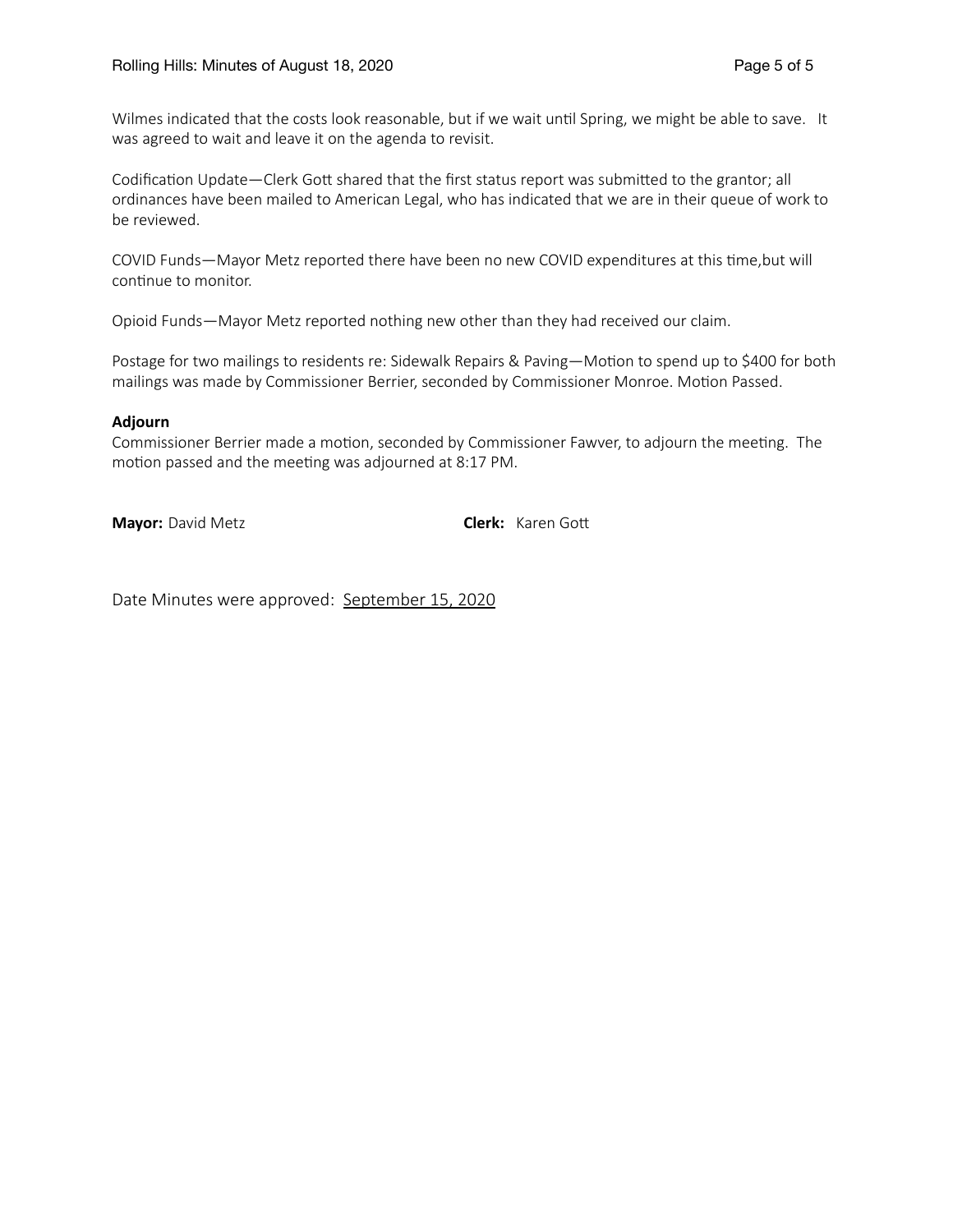Wilmes indicated that the costs look reasonable, but if we wait until Spring, we might be able to save. It was agreed to wait and leave it on the agenda to revisit.

Codification Update—Clerk Gott shared that the first status report was submitted to the grantor; all ordinances have been mailed to American Legal, who has indicated that we are in their queue of work to be reviewed.

COVID Funds—Mayor Metz reported there have been no new COVID expenditures at this time,but will continue to monitor.

Opioid Funds—Mayor Metz reported nothing new other than they had received our claim.

Postage for two mailings to residents re: Sidewalk Repairs & Paving—Motion to spend up to $400 for both mailings was made by Commissioner Berrier, seconded by Commissioner Monroe. Motion Passed.

**Adjourn**
Commissioner Berrier made a motion, seconded by Commissioner Fawver, to adjourn the meeting. The motion passed and the meeting was adjourned at 8:17 PM.

**Mayor:** David Metz **Clerk:** Karen Gott

Date Minutes were approved: September 15, 2020